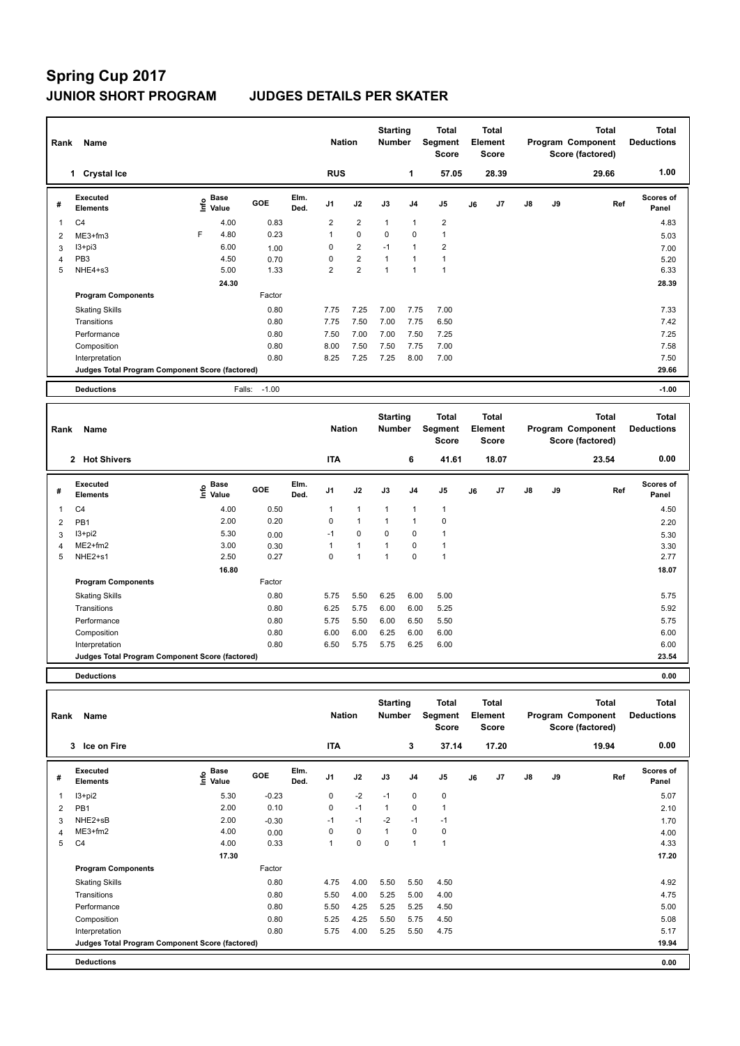# Spring Cup 2017

## JUNIOR SHORT PROGRAM JUDGES DETAILS PER SKATER

| Rank | Name | Nation | Starting Number | Total Segment Score | Total Element Score | Total Program Component Score (factored) | Total Deductions |
|---|---|---|---|---|---|---|---|
| 1 | Crystal Ice | RUS | 1 | 57.05 | 28.39 | 29.66 | 1.00 |

| # | Executed Elements | Info | Base Value | GOE | Elm. Ded. | J1 | J2 | J3 | J4 | J5 | J6 | J7 | J8 | J9 | Ref | Scores of Panel |
|---|---|---|---|---|---|---|---|---|---|---|---|---|---|---|---|---|
| 1 | C4 | | 4.00 | 0.83 | | 2 | 2 | 1 | 1 | 2 | | | | | | 4.83 |
| 2 | ME3+fm3 | F | 4.80 | 0.23 | | 1 | 0 | 0 | 0 | 1 | | | | | | 5.03 |
| 3 | I3+pi3 | | 6.00 | 1.00 | | 0 | 2 | -1 | 1 | 2 | | | | | | 7.00 |
| 4 | PB3 | | 4.50 | 0.70 | | 0 | 2 | 1 | 1 | 1 | | | | | | 5.20 |
| 5 | NHE4+s3 | | 5.00 | 1.33 | | 2 | 2 | 1 | 1 | 1 | | | | | | 6.33 |
| | | | 24.30 | | | | | | | | | | | | | 28.39 |

| Program Components | Factor | J1 | J2 | J3 | J4 | J5 | J6 | J7 | J8 | J9 | Scores of Panel |
|---|---|---|---|---|---|---|---|---|---|---|---|
| Skating Skills | 0.80 | 7.75 | 7.25 | 7.00 | 7.75 | 7.00 | | | | | 7.33 |
| Transitions | 0.80 | 7.75 | 7.50 | 7.00 | 7.75 | 6.50 | | | | | 7.42 |
| Performance | 0.80 | 7.50 | 7.00 | 7.00 | 7.50 | 7.25 | | | | | 7.25 |
| Composition | 0.80 | 8.00 | 7.50 | 7.50 | 7.75 | 7.00 | | | | | 7.58 |
| Interpretation | 0.80 | 8.25 | 7.25 | 7.25 | 8.00 | 7.00 | | | | | 7.50 |
| Judges Total Program Component Score (factored) | | | | | | | | | | | 29.66 |

Deductions: Falls: -1.00 — **-1.00**

| Rank | Name | Nation | Starting Number | Total Segment Score | Total Element Score | Total Program Component Score (factored) | Total Deductions |
|---|---|---|---|---|---|---|---|
| 2 | Hot Shivers | ITA | 6 | 41.61 | 18.07 | 23.54 | 0.00 |

| # | Executed Elements | Info | Base Value | GOE | Elm. Ded. | J1 | J2 | J3 | J4 | J5 | J6 | J7 | J8 | J9 | Ref | Scores of Panel |
|---|---|---|---|---|---|---|---|---|---|---|---|---|---|---|---|---|
| 1 | C4 | | 4.00 | 0.50 | | 1 | 1 | 1 | 1 | 1 | | | | | | 4.50 |
| 2 | PB1 | | 2.00 | 0.20 | | 0 | 1 | 1 | 1 | 0 | | | | | | 2.20 |
| 3 | I3+pi2 | | 5.30 | 0.00 | | -1 | 0 | 0 | 0 | 1 | | | | | | 5.30 |
| 4 | ME2+fm2 | | 3.00 | 0.30 | | 1 | 1 | 1 | 0 | 1 | | | | | | 3.30 |
| 5 | NHE2+s1 | | 2.50 | 0.27 | | 0 | 1 | 1 | 0 | 1 | | | | | | 2.77 |
| | | | 16.80 | | | | | | | | | | | | | 18.07 |

| Program Components | Factor | J1 | J2 | J3 | J4 | J5 | J6 | J7 | J8 | J9 | Scores of Panel |
|---|---|---|---|---|---|---|---|---|---|---|---|
| Skating Skills | 0.80 | 5.75 | 5.50 | 6.25 | 6.00 | 5.00 | | | | | 5.75 |
| Transitions | 0.80 | 6.25 | 5.75 | 6.00 | 6.00 | 5.25 | | | | | 5.92 |
| Performance | 0.80 | 5.75 | 5.50 | 6.00 | 6.50 | 5.50 | | | | | 5.75 |
| Composition | 0.80 | 6.00 | 6.00 | 6.25 | 6.00 | 6.00 | | | | | 6.00 |
| Interpretation | 0.80 | 6.50 | 5.75 | 5.75 | 6.25 | 6.00 | | | | | 6.00 |
| Judges Total Program Component Score (factored) | | | | | | | | | | | 23.54 |

Deductions — **0.00**

| Rank | Name | Nation | Starting Number | Total Segment Score | Total Element Score | Total Program Component Score (factored) | Total Deductions |
|---|---|---|---|---|---|---|---|
| 3 | Ice on Fire | ITA | 3 | 37.14 | 17.20 | 19.94 | 0.00 |

| # | Executed Elements | Info | Base Value | GOE | Elm. Ded. | J1 | J2 | J3 | J4 | J5 | J6 | J7 | J8 | J9 | Ref | Scores of Panel |
|---|---|---|---|---|---|---|---|---|---|---|---|---|---|---|---|---|
| 1 | I3+pi2 | | 5.30 | -0.23 | | 0 | -2 | -1 | 0 | 0 | | | | | | 5.07 |
| 2 | PB1 | | 2.00 | 0.10 | | 0 | -1 | 1 | 0 | 1 | | | | | | 2.10 |
| 3 | NHE2+sB | | 2.00 | -0.30 | | -1 | -1 | -2 | -1 | -1 | | | | | | 1.70 |
| 4 | ME3+fm2 | | 4.00 | 0.00 | | 0 | 0 | 1 | 0 | 0 | | | | | | 4.00 |
| 5 | C4 | | 4.00 | 0.33 | | 1 | 0 | 0 | 1 | 1 | | | | | | 4.33 |
| | | | 17.30 | | | | | | | | | | | | | 17.20 |

| Program Components | Factor | J1 | J2 | J3 | J4 | J5 | J6 | J7 | J8 | J9 | Scores of Panel |
|---|---|---|---|---|---|---|---|---|---|---|---|
| Skating Skills | 0.80 | 4.75 | 4.00 | 5.50 | 5.50 | 4.50 | | | | | 4.92 |
| Transitions | 0.80 | 5.50 | 4.00 | 5.25 | 5.00 | 4.00 | | | | | 4.75 |
| Performance | 0.80 | 5.50 | 4.25 | 5.25 | 5.25 | 4.50 | | | | | 5.00 |
| Composition | 0.80 | 5.25 | 4.25 | 5.50 | 5.75 | 4.50 | | | | | 5.08 |
| Interpretation | 0.80 | 5.75 | 4.00 | 5.25 | 5.50 | 4.75 | | | | | 5.17 |
| Judges Total Program Component Score (factored) | | | | | | | | | | | 19.94 |

Deductions — **0.00**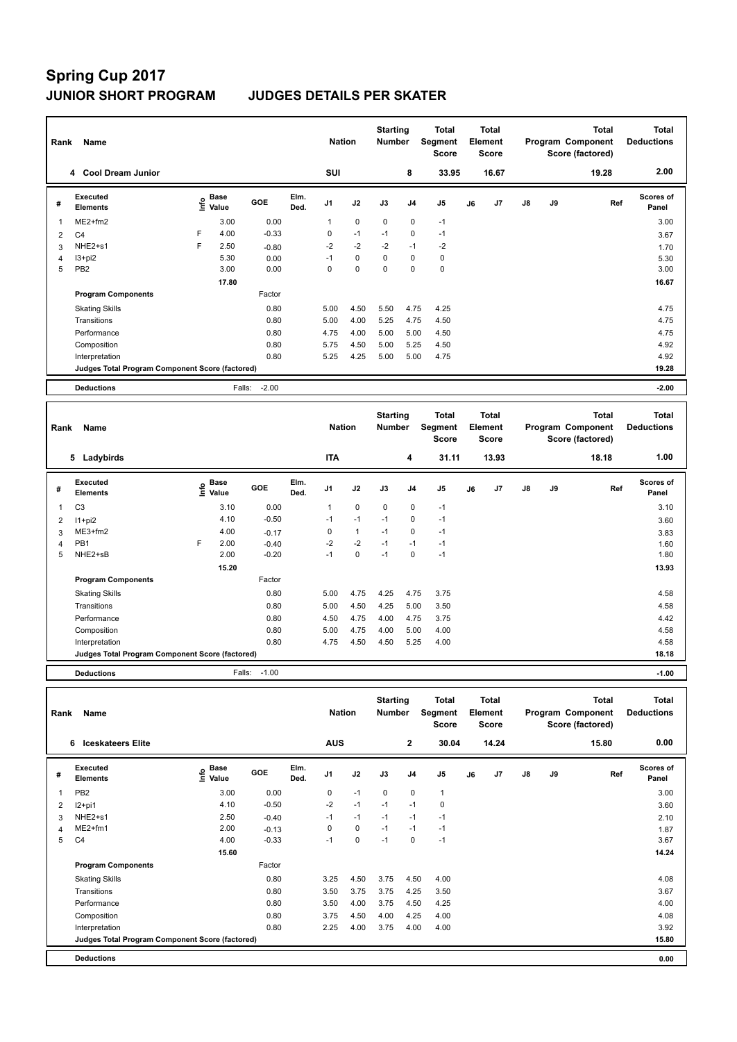# Spring Cup 2017
## JUNIOR SHORT PROGRAM JUDGES DETAILS PER SKATER

| Rank | Name | Nation | Starting Number | Total Segment Score | Total Element Score | Total Program Component Score (factored) | Total Deductions |
|---|---|---|---|---|---|---|---|
| 4 | Cool Dream Junior | SUI | 8 | 33.95 | 16.67 | 19.28 | 2.00 |

| # | Executed Elements | Info | Base Value | GOE | Elm. Ded. | J1 | J2 | J3 | J4 | J5 | J6 | J7 | J8 | J9 | Ref | Scores of Panel |
|---|---|---|---|---|---|---|---|---|---|---|---|---|---|---|---|---|
| 1 | ME2+fm2 | | 3.00 | 0.00 | | 1 | 0 | 0 | 0 | -1 | | | | | | 3.00 |
| 2 | C4 | F | 4.00 | -0.33 | | 0 | -1 | -1 | 0 | -1 | | | | | | 3.67 |
| 3 | NHE2+s1 | F | 2.50 | -0.80 | | -2 | -2 | -2 | -1 | -2 | | | | | | 1.70 |
| 4 | I3+pi2 | | 5.30 | 0.00 | | -1 | 0 | 0 | 0 | 0 | | | | | | 5.30 |
| 5 | PB2 | | 3.00 | 0.00 | | 0 | 0 | 0 | 0 | 0 | | | | | | 3.00 |
| | | | 17.80 | | | | | | | | | | | | | 16.67 |
| | **Program Components** | | | Factor | | | | | | | | | | | | |
| | Skating Skills | | | 0.80 | | 5.00 | 4.50 | 5.50 | 4.75 | 4.25 | | | | | | 4.75 |
| | Transitions | | | 0.80 | | 5.00 | 4.00 | 5.25 | 4.75 | 4.50 | | | | | | 4.75 |
| | Performance | | | 0.80 | | 4.75 | 4.00 | 5.00 | 5.00 | 4.50 | | | | | | 4.75 |
| | Composition | | | 0.80 | | 5.75 | 4.50 | 5.00 | 5.25 | 4.50 | | | | | | 4.92 |
| | Interpretation | | | 0.80 | | 5.25 | 4.25 | 5.00 | 5.00 | 4.75 | | | | | | 4.92 |
| | **Judges Total Program Component Score (factored)** | | | | | | | | | | | | | | | 19.28 |
| | **Deductions** | | Falls: | -2.00 | | | | | | | | | | | | -2.00 |

| Rank | Name | Nation | Starting Number | Total Segment Score | Total Element Score | Total Program Component Score (factored) | Total Deductions |
|---|---|---|---|---|---|---|---|
| 5 | Ladybirds | ITA | 4 | 31.11 | 13.93 | 18.18 | 1.00 |

| # | Executed Elements | Info | Base Value | GOE | Elm. Ded. | J1 | J2 | J3 | J4 | J5 | J6 | J7 | J8 | J9 | Ref | Scores of Panel |
|---|---|---|---|---|---|---|---|---|---|---|---|---|---|---|---|---|
| 1 | C3 | | 3.10 | 0.00 | | 1 | 0 | 0 | 0 | -1 | | | | | | 3.10 |
| 2 | I1+pi2 | | 4.10 | -0.50 | | -1 | -1 | -1 | 0 | -1 | | | | | | 3.60 |
| 3 | ME3+fm2 | | 4.00 | -0.17 | | 0 | 1 | -1 | 0 | -1 | | | | | | 3.83 |
| 4 | PB1 | F | 2.00 | -0.40 | | -2 | -2 | -1 | -1 | -1 | | | | | | 1.60 |
| 5 | NHE2+sB | | 2.00 | -0.20 | | -1 | 0 | -1 | 0 | -1 | | | | | | 1.80 |
| | | | 15.20 | | | | | | | | | | | | | 13.93 |
| | **Program Components** | | | Factor | | | | | | | | | | | | |
| | Skating Skills | | | 0.80 | | 5.00 | 4.75 | 4.25 | 4.75 | 3.75 | | | | | | 4.58 |
| | Transitions | | | 0.80 | | 5.00 | 4.50 | 4.25 | 5.00 | 3.50 | | | | | | 4.58 |
| | Performance | | | 0.80 | | 4.50 | 4.75 | 4.00 | 4.75 | 3.75 | | | | | | 4.42 |
| | Composition | | | 0.80 | | 5.00 | 4.75 | 4.00 | 5.00 | 4.00 | | | | | | 4.58 |
| | Interpretation | | | 0.80 | | 4.75 | 4.50 | 4.50 | 5.25 | 4.00 | | | | | | 4.58 |
| | **Judges Total Program Component Score (factored)** | | | | | | | | | | | | | | | 18.18 |
| | **Deductions** | | Falls: | -1.00 | | | | | | | | | | | | -1.00 |

| Rank | Name | Nation | Starting Number | Total Segment Score | Total Element Score | Total Program Component Score (factored) | Total Deductions |
|---|---|---|---|---|---|---|---|
| 6 | Iceskateers Elite | AUS | 2 | 30.04 | 14.24 | 15.80 | 0.00 |

| # | Executed Elements | Info | Base Value | GOE | Elm. Ded. | J1 | J2 | J3 | J4 | J5 | J6 | J7 | J8 | J9 | Ref | Scores of Panel |
|---|---|---|---|---|---|---|---|---|---|---|---|---|---|---|---|---|
| 1 | PB2 | | 3.00 | 0.00 | | 0 | -1 | 0 | 0 | 1 | | | | | | 3.00 |
| 2 | I2+pi1 | | 4.10 | -0.50 | | -2 | -1 | -1 | -1 | 0 | | | | | | 3.60 |
| 3 | NHE2+s1 | | 2.50 | -0.40 | | -1 | -1 | -1 | -1 | -1 | | | | | | 2.10 |
| 4 | ME2+fm1 | | 2.00 | -0.13 | | 0 | 0 | -1 | -1 | -1 | | | | | | 1.87 |
| 5 | C4 | | 4.00 | -0.33 | | -1 | 0 | -1 | 0 | -1 | | | | | | 3.67 |
| | | | 15.60 | | | | | | | | | | | | | 14.24 |
| | **Program Components** | | | Factor | | | | | | | | | | | | |
| | Skating Skills | | | 0.80 | | 3.25 | 4.50 | 3.75 | 4.50 | 4.00 | | | | | | 4.08 |
| | Transitions | | | 0.80 | | 3.50 | 3.75 | 3.75 | 4.25 | 3.50 | | | | | | 3.67 |
| | Performance | | | 0.80 | | 3.50 | 4.00 | 3.75 | 4.50 | 4.25 | | | | | | 4.00 |
| | Composition | | | 0.80 | | 3.75 | 4.50 | 4.00 | 4.25 | 4.00 | | | | | | 4.08 |
| | Interpretation | | | 0.80 | | 2.25 | 4.00 | 3.75 | 4.00 | 4.00 | | | | | | 3.92 |
| | **Judges Total Program Component Score (factored)** | | | | | | | | | | | | | | | 15.80 |
| | **Deductions** | | | | | | | | | | | | | | | 0.00 |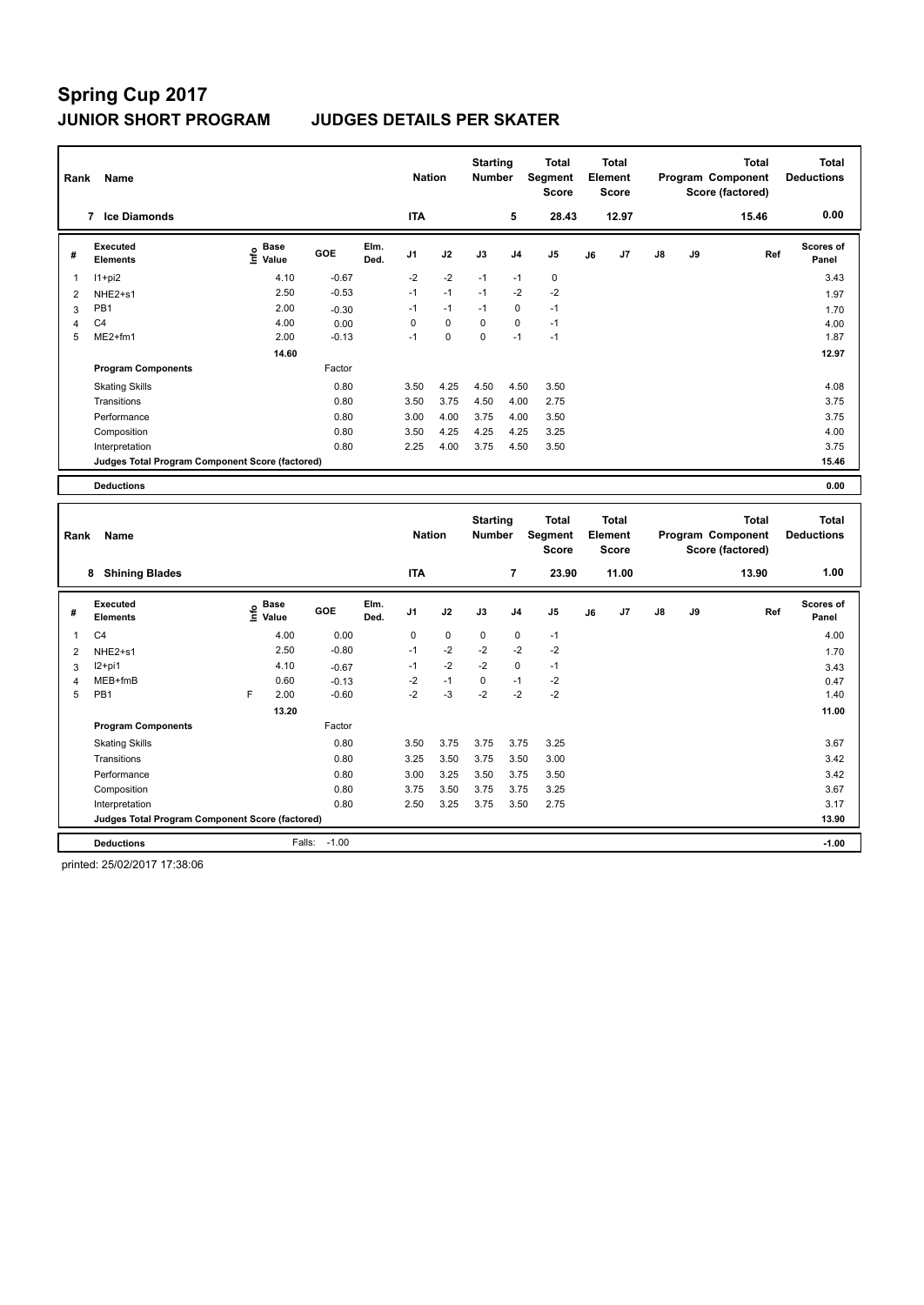# Spring Cup 2017

## JUNIOR SHORT PROGRAM JUDGES DETAILS PER SKATER

| Rank | Name | Nation | Starting Number | Total Segment Score | Total Element Score | Total Program Component Score (factored) | Total Deductions |
|---|---|---|---|---|---|---|---|
| 7 | Ice Diamonds | ITA | 5 | 28.43 | 12.97 | 15.46 | 0.00 |

| # | Executed Elements | Info | Base Value | GOE | Elm. Ded. | J1 | J2 | J3 | J4 | J5 | J6 | J7 | J8 | J9 | Ref | Scores of Panel |
|---|---|---|---|---|---|---|---|---|---|---|---|---|---|---|---|---|
| 1 | I1+pi2 | | 4.10 | -0.67 | | -2 | -2 | -1 | -1 | 0 | | | | | | 3.43 |
| 2 | NHE2+s1 | | 2.50 | -0.53 | | -1 | -1 | -1 | -2 | -2 | | | | | | 1.97 |
| 3 | PB1 | | 2.00 | -0.30 | | -1 | -1 | -1 | 0 | -1 | | | | | | 1.70 |
| 4 | C4 | | 4.00 | 0.00 | | 0 | 0 | 0 | 0 | -1 | | | | | | 4.00 |
| 5 | ME2+fm1 | | 2.00 | -0.13 | | -1 | 0 | 0 | -1 | -1 | | | | | | 1.87 |
| | | | 14.60 | | | | | | | | | | | | | 12.97 |
| | **Program Components** | | | Factor | | | | | | | | | | | | |
| | Skating Skills | | | 0.80 | | 3.50 | 4.25 | 4.50 | 4.50 | 3.50 | | | | | | 4.08 |
| | Transitions | | | 0.80 | | 3.50 | 3.75 | 4.50 | 4.00 | 2.75 | | | | | | 3.75 |
| | Performance | | | 0.80 | | 3.00 | 4.00 | 3.75 | 4.00 | 3.50 | | | | | | 3.75 |
| | Composition | | | 0.80 | | 3.50 | 4.25 | 4.25 | 4.25 | 3.25 | | | | | | 4.00 |
| | Interpretation | | | 0.80 | | 2.25 | 4.00 | 3.75 | 4.50 | 3.50 | | | | | | 3.75 |
| | **Judges Total Program Component Score (factored)** | | | | | | | | | | | | | | | 15.46 |
| | **Deductions** | | | | | | | | | | | | | | | 0.00 |

| Rank | Name | Nation | Starting Number | Total Segment Score | Total Element Score | Total Program Component Score (factored) | Total Deductions |
|---|---|---|---|---|---|---|---|
| 8 | Shining Blades | ITA | 7 | 23.90 | 11.00 | 13.90 | 1.00 |

| # | Executed Elements | Info | Base Value | GOE | Elm. Ded. | J1 | J2 | J3 | J4 | J5 | J6 | J7 | J8 | J9 | Ref | Scores of Panel |
|---|---|---|---|---|---|---|---|---|---|---|---|---|---|---|---|---|
| 1 | C4 | | 4.00 | 0.00 | | 0 | 0 | 0 | 0 | -1 | | | | | | 4.00 |
| 2 | NHE2+s1 | | 2.50 | -0.80 | | -1 | -2 | -2 | -2 | -2 | | | | | | 1.70 |
| 3 | I2+pi1 | | 4.10 | -0.67 | | -1 | -2 | -2 | 0 | -1 | | | | | | 3.43 |
| 4 | MEB+fmB | | 0.60 | -0.13 | | -2 | -1 | 0 | -1 | -2 | | | | | | 0.47 |
| 5 | PB1 | F | 2.00 | -0.60 | | -2 | -3 | -2 | -2 | -2 | | | | | | 1.40 |
| | | | 13.20 | | | | | | | | | | | | | 11.00 |
| | **Program Components** | | | Factor | | | | | | | | | | | | |
| | Skating Skills | | | 0.80 | | 3.50 | 3.75 | 3.75 | 3.75 | 3.25 | | | | | | 3.67 |
| | Transitions | | | 0.80 | | 3.25 | 3.50 | 3.75 | 3.50 | 3.00 | | | | | | 3.42 |
| | Performance | | | 0.80 | | 3.00 | 3.25 | 3.50 | 3.75 | 3.50 | | | | | | 3.42 |
| | Composition | | | 0.80 | | 3.75 | 3.50 | 3.75 | 3.75 | 3.25 | | | | | | 3.67 |
| | Interpretation | | | 0.80 | | 2.50 | 3.25 | 3.75 | 3.50 | 2.75 | | | | | | 3.17 |
| | **Judges Total Program Component Score (factored)** | | | | | | | | | | | | | | | 13.90 |
| | **Deductions** | | Falls: | -1.00 | | | | | | | | | | | | -1.00 |

printed: 25/02/2017 17:38:06